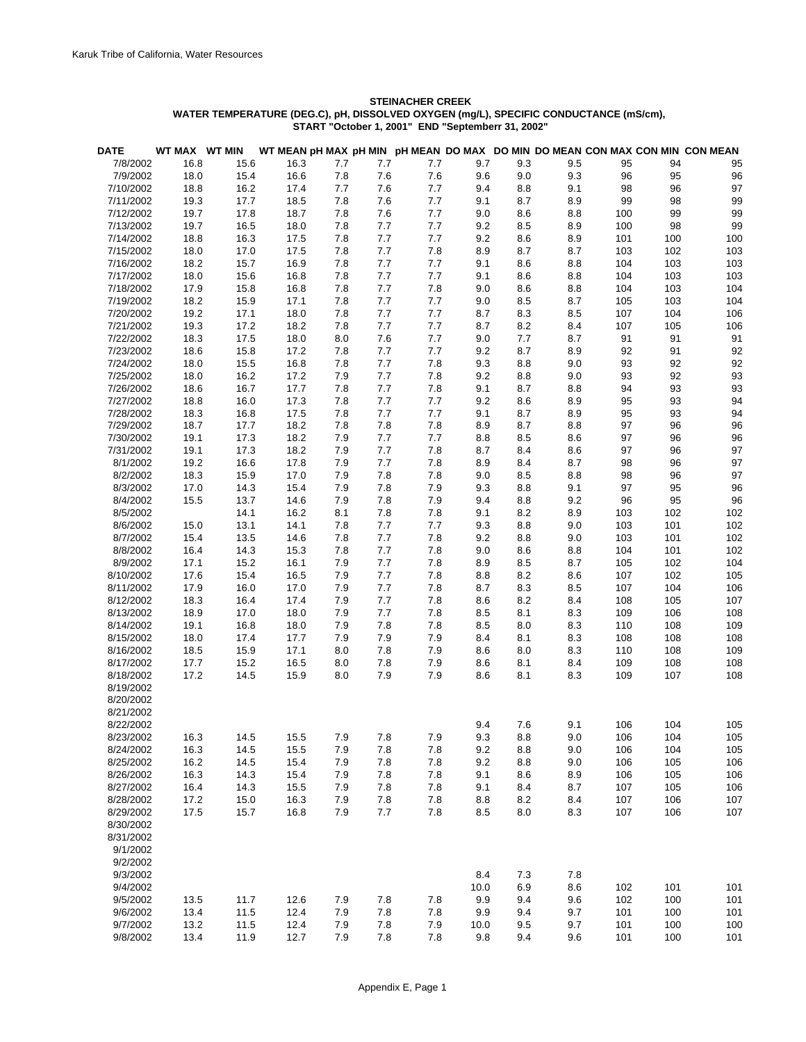**STEINACHER CREEK**

**WATER TEMPERATURE (DEG.C), pH, DISSOLVED OXYGEN (mg/L), SPECIFIC CONDUCTANCE (mS/cm),**

**START "October 1, 2001" END "Septemberr 31, 2002"**

| DATE | WT MAX | WT MIN | WT MEAN | pH MAX | pH MIN | pH MEAN | DO MAX | DO MIN | DO MEAN | CON MAX | CON MIN | CON MEAN |
|---|---|---|---|---|---|---|---|---|---|---|---|---|
| 7/8/2002 | 16.8 | 15.6 | 16.3 | 7.7 | 7.7 | 7.7 | 9.7 | 9.3 | 9.5 | 95 | 94 | 95 |
| 7/9/2002 | 18.0 | 15.4 | 16.6 | 7.8 | 7.6 | 7.6 | 9.6 | 9.0 | 9.3 | 96 | 95 | 96 |
| 7/10/2002 | 18.8 | 16.2 | 17.4 | 7.7 | 7.6 | 7.7 | 9.4 | 8.8 | 9.1 | 98 | 96 | 97 |
| 7/11/2002 | 19.3 | 17.7 | 18.5 | 7.8 | 7.6 | 7.7 | 9.1 | 8.7 | 8.9 | 99 | 98 | 99 |
| 7/12/2002 | 19.7 | 17.8 | 18.7 | 7.8 | 7.6 | 7.7 | 9.0 | 8.6 | 8.8 | 100 | 99 | 99 |
| 7/13/2002 | 19.7 | 16.5 | 18.0 | 7.8 | 7.7 | 7.7 | 9.2 | 8.5 | 8.9 | 100 | 98 | 99 |
| 7/14/2002 | 18.8 | 16.3 | 17.5 | 7.8 | 7.7 | 7.7 | 9.2 | 8.6 | 8.9 | 101 | 100 | 100 |
| 7/15/2002 | 18.0 | 17.0 | 17.5 | 7.8 | 7.7 | 7.8 | 8.9 | 8.7 | 8.7 | 103 | 102 | 103 |
| 7/16/2002 | 18.2 | 15.7 | 16.9 | 7.8 | 7.7 | 7.7 | 9.1 | 8.6 | 8.8 | 104 | 103 | 103 |
| 7/17/2002 | 18.0 | 15.6 | 16.8 | 7.8 | 7.7 | 7.7 | 9.1 | 8.6 | 8.8 | 104 | 103 | 103 |
| 7/18/2002 | 17.9 | 15.8 | 16.8 | 7.8 | 7.7 | 7.8 | 9.0 | 8.6 | 8.8 | 104 | 103 | 104 |
| 7/19/2002 | 18.2 | 15.9 | 17.1 | 7.8 | 7.7 | 7.7 | 9.0 | 8.5 | 8.7 | 105 | 103 | 104 |
| 7/20/2002 | 19.2 | 17.1 | 18.0 | 7.8 | 7.7 | 7.7 | 8.7 | 8.3 | 8.5 | 107 | 104 | 106 |
| 7/21/2002 | 19.3 | 17.2 | 18.2 | 7.8 | 7.7 | 7.7 | 8.7 | 8.2 | 8.4 | 107 | 105 | 106 |
| 7/22/2002 | 18.3 | 17.5 | 18.0 | 8.0 | 7.6 | 7.7 | 9.0 | 7.7 | 8.7 | 91 | 91 | 91 |
| 7/23/2002 | 18.6 | 15.8 | 17.2 | 7.8 | 7.7 | 7.7 | 9.2 | 8.7 | 8.9 | 92 | 91 | 92 |
| 7/24/2002 | 18.0 | 15.5 | 16.8 | 7.8 | 7.7 | 7.8 | 9.3 | 8.8 | 9.0 | 93 | 92 | 92 |
| 7/25/2002 | 18.0 | 16.2 | 17.2 | 7.9 | 7.7 | 7.8 | 9.2 | 8.8 | 9.0 | 93 | 92 | 93 |
| 7/26/2002 | 18.6 | 16.7 | 17.7 | 7.8 | 7.7 | 7.8 | 9.1 | 8.7 | 8.8 | 94 | 93 | 93 |
| 7/27/2002 | 18.8 | 16.0 | 17.3 | 7.8 | 7.7 | 7.7 | 9.2 | 8.6 | 8.9 | 95 | 93 | 94 |
| 7/28/2002 | 18.3 | 16.8 | 17.5 | 7.8 | 7.7 | 7.7 | 9.1 | 8.7 | 8.9 | 95 | 93 | 94 |
| 7/29/2002 | 18.7 | 17.7 | 18.2 | 7.8 | 7.8 | 7.8 | 8.9 | 8.7 | 8.8 | 97 | 96 | 96 |
| 7/30/2002 | 19.1 | 17.3 | 18.2 | 7.9 | 7.7 | 7.7 | 8.8 | 8.5 | 8.6 | 97 | 96 | 96 |
| 7/31/2002 | 19.1 | 17.3 | 18.2 | 7.9 | 7.7 | 7.8 | 8.7 | 8.4 | 8.6 | 97 | 96 | 97 |
| 8/1/2002 | 19.2 | 16.6 | 17.8 | 7.9 | 7.7 | 7.8 | 8.9 | 8.4 | 8.7 | 98 | 96 | 97 |
| 8/2/2002 | 18.3 | 15.9 | 17.0 | 7.9 | 7.8 | 7.8 | 9.0 | 8.5 | 8.8 | 98 | 96 | 97 |
| 8/3/2002 | 17.0 | 14.3 | 15.4 | 7.9 | 7.8 | 7.9 | 9.3 | 8.8 | 9.1 | 97 | 95 | 96 |
| 8/4/2002 | 15.5 | 13.7 | 14.6 | 7.9 | 7.8 | 7.9 | 9.4 | 8.8 | 9.2 | 96 | 95 | 96 |
| 8/5/2002 | | 14.1 | 16.2 | 8.1 | 7.8 | 7.8 | 9.1 | 8.2 | 8.9 | 103 | 102 | 102 |
| 8/6/2002 | 15.0 | 13.1 | 14.1 | 7.8 | 7.7 | 7.7 | 9.3 | 8.8 | 9.0 | 103 | 101 | 102 |
| 8/7/2002 | 15.4 | 13.5 | 14.6 | 7.8 | 7.7 | 7.8 | 9.2 | 8.8 | 9.0 | 103 | 101 | 102 |
| 8/8/2002 | 16.4 | 14.3 | 15.3 | 7.8 | 7.7 | 7.8 | 9.0 | 8.6 | 8.8 | 104 | 101 | 102 |
| 8/9/2002 | 17.1 | 15.2 | 16.1 | 7.9 | 7.7 | 7.8 | 8.9 | 8.5 | 8.7 | 105 | 102 | 104 |
| 8/10/2002 | 17.6 | 15.4 | 16.5 | 7.9 | 7.7 | 7.8 | 8.8 | 8.2 | 8.6 | 107 | 102 | 105 |
| 8/11/2002 | 17.9 | 16.0 | 17.0 | 7.9 | 7.7 | 7.8 | 8.7 | 8.3 | 8.5 | 107 | 104 | 106 |
| 8/12/2002 | 18.3 | 16.4 | 17.4 | 7.9 | 7.7 | 7.8 | 8.6 | 8.2 | 8.4 | 108 | 105 | 107 |
| 8/13/2002 | 18.9 | 17.0 | 18.0 | 7.9 | 7.7 | 7.8 | 8.5 | 8.1 | 8.3 | 109 | 106 | 108 |
| 8/14/2002 | 19.1 | 16.8 | 18.0 | 7.9 | 7.8 | 7.8 | 8.5 | 8.0 | 8.3 | 110 | 108 | 109 |
| 8/15/2002 | 18.0 | 17.4 | 17.7 | 7.9 | 7.9 | 7.9 | 8.4 | 8.1 | 8.3 | 108 | 108 | 108 |
| 8/16/2002 | 18.5 | 15.9 | 17.1 | 8.0 | 7.8 | 7.9 | 8.6 | 8.0 | 8.3 | 110 | 108 | 109 |
| 8/17/2002 | 17.7 | 15.2 | 16.5 | 8.0 | 7.8 | 7.9 | 8.6 | 8.1 | 8.4 | 109 | 108 | 108 |
| 8/18/2002 | 17.2 | 14.5 | 15.9 | 8.0 | 7.9 | 7.9 | 8.6 | 8.1 | 8.3 | 109 | 107 | 108 |
| 8/19/2002 | | | | | | | | | | | | |
| 8/20/2002 | | | | | | | | | | | | |
| 8/21/2002 | | | | | | | | | | | | |
| 8/22/2002 | | | | | | | 9.4 | 7.6 | 9.1 | 106 | 104 | 105 |
| 8/23/2002 | 16.3 | 14.5 | 15.5 | 7.9 | 7.8 | 7.9 | 9.3 | 8.8 | 9.0 | 106 | 104 | 105 |
| 8/24/2002 | 16.3 | 14.5 | 15.5 | 7.9 | 7.8 | 7.8 | 9.2 | 8.8 | 9.0 | 106 | 104 | 105 |
| 8/25/2002 | 16.2 | 14.5 | 15.4 | 7.9 | 7.8 | 7.8 | 9.2 | 8.8 | 9.0 | 106 | 105 | 106 |
| 8/26/2002 | 16.3 | 14.3 | 15.4 | 7.9 | 7.8 | 7.8 | 9.1 | 8.6 | 8.9 | 106 | 105 | 106 |
| 8/27/2002 | 16.4 | 14.3 | 15.5 | 7.9 | 7.8 | 7.8 | 9.1 | 8.4 | 8.7 | 107 | 105 | 106 |
| 8/28/2002 | 17.2 | 15.0 | 16.3 | 7.9 | 7.8 | 7.8 | 8.8 | 8.2 | 8.4 | 107 | 106 | 107 |
| 8/29/2002 | 17.5 | 15.7 | 16.8 | 7.9 | 7.7 | 7.8 | 8.5 | 8.0 | 8.3 | 107 | 106 | 107 |
| 8/30/2002 | | | | | | | | | | | | |
| 8/31/2002 | | | | | | | | | | | | |
| 9/1/2002 | | | | | | | | | | | | |
| 9/2/2002 | | | | | | | | | | | | |
| 9/3/2002 | | | | | | | 8.4 | 7.3 | 7.8 | | | |
| 9/4/2002 | | | | | | | 10.0 | 6.9 | 8.6 | 102 | 101 | 101 |
| 9/5/2002 | 13.5 | 11.7 | 12.6 | 7.9 | 7.8 | 7.8 | 9.9 | 9.4 | 9.6 | 102 | 100 | 101 |
| 9/6/2002 | 13.4 | 11.5 | 12.4 | 7.9 | 7.8 | 7.8 | 9.9 | 9.4 | 9.7 | 101 | 100 | 101 |
| 9/7/2002 | 13.2 | 11.5 | 12.4 | 7.9 | 7.8 | 7.9 | 10.0 | 9.5 | 9.7 | 101 | 100 | 100 |
| 9/8/2002 | 13.4 | 11.9 | 12.7 | 7.9 | 7.8 | 7.8 | 9.8 | 9.4 | 9.6 | 101 | 100 | 101 |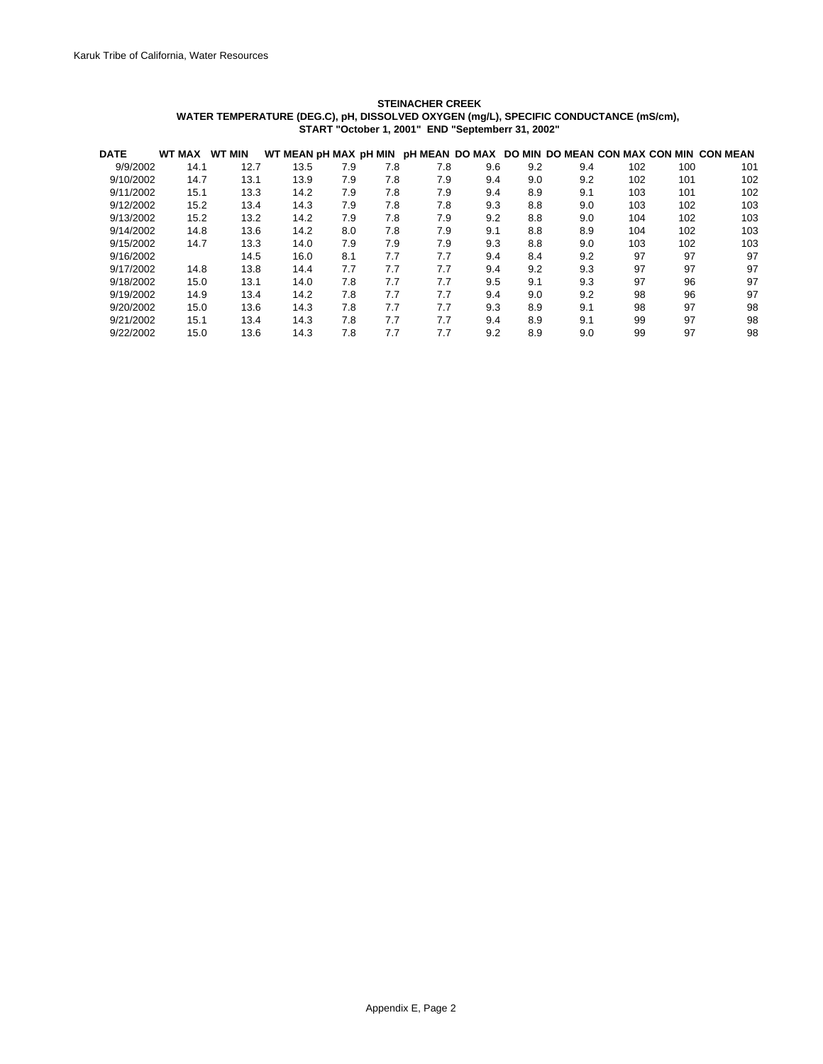**STEINACHER CREEK**
**WATER TEMPERATURE (DEG.C), pH, DISSOLVED OXYGEN (mg/L), SPECIFIC CONDUCTANCE (mS/cm),**
**START "October 1, 2001" END "Septemberr 31, 2002"**

| DATE | WT MAX | WT MIN | WT MEAN | pH MAX | pH MIN | pH MEAN | DO MAX | DO MIN | DO MEAN | CON MAX | CON MIN | CON MEAN |
|---|---|---|---|---|---|---|---|---|---|---|---|---|
| 9/9/2002 | 14.1 | 12.7 | 13.5 | 7.9 | 7.8 | 7.8 | 9.6 | 9.2 | 9.4 | 102 | 100 | 101 |
| 9/10/2002 | 14.7 | 13.1 | 13.9 | 7.9 | 7.8 | 7.9 | 9.4 | 9.0 | 9.2 | 102 | 101 | 102 |
| 9/11/2002 | 15.1 | 13.3 | 14.2 | 7.9 | 7.8 | 7.9 | 9.4 | 8.9 | 9.1 | 103 | 101 | 102 |
| 9/12/2002 | 15.2 | 13.4 | 14.3 | 7.9 | 7.8 | 7.8 | 9.3 | 8.8 | 9.0 | 103 | 102 | 103 |
| 9/13/2002 | 15.2 | 13.2 | 14.2 | 7.9 | 7.8 | 7.9 | 9.2 | 8.8 | 9.0 | 104 | 102 | 103 |
| 9/14/2002 | 14.8 | 13.6 | 14.2 | 8.0 | 7.8 | 7.9 | 9.1 | 8.8 | 8.9 | 104 | 102 | 103 |
| 9/15/2002 | 14.7 | 13.3 | 14.0 | 7.9 | 7.9 | 7.9 | 9.3 | 8.8 | 9.0 | 103 | 102 | 103 |
| 9/16/2002 | | 14.5 | 16.0 | 8.1 | 7.7 | 7.7 | 9.4 | 8.4 | 9.2 | 97 | 97 | 97 |
| 9/17/2002 | 14.8 | 13.8 | 14.4 | 7.7 | 7.7 | 7.7 | 9.4 | 9.2 | 9.3 | 97 | 97 | 97 |
| 9/18/2002 | 15.0 | 13.1 | 14.0 | 7.8 | 7.7 | 7.7 | 9.5 | 9.1 | 9.3 | 97 | 96 | 97 |
| 9/19/2002 | 14.9 | 13.4 | 14.2 | 7.8 | 7.7 | 7.7 | 9.4 | 9.0 | 9.2 | 98 | 96 | 97 |
| 9/20/2002 | 15.0 | 13.6 | 14.3 | 7.8 | 7.7 | 7.7 | 9.3 | 8.9 | 9.1 | 98 | 97 | 98 |
| 9/21/2002 | 15.1 | 13.4 | 14.3 | 7.8 | 7.7 | 7.7 | 9.4 | 8.9 | 9.1 | 99 | 97 | 98 |
| 9/22/2002 | 15.0 | 13.6 | 14.3 | 7.8 | 7.7 | 7.7 | 9.2 | 8.9 | 9.0 | 99 | 97 | 98 |